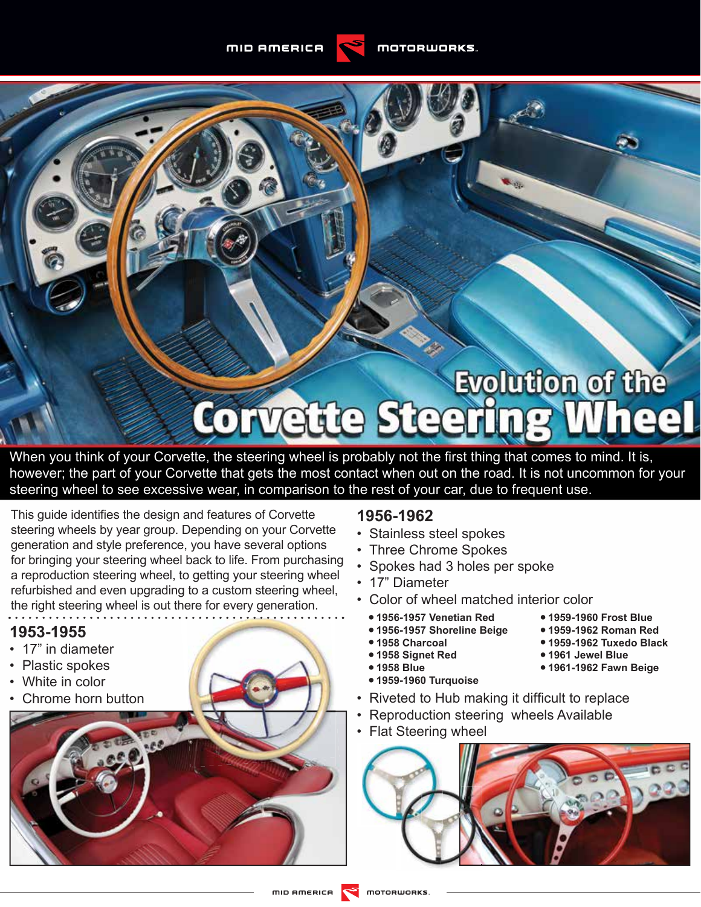# Evolution of the Corvette Steering Wheel

When you think of your Corvette, the steering wheel is probably not the first thing that comes to mind. It is, however; the part of your Corvette that gets the most contact when out on the road. It is not uncommon for your steering wheel to see excessive wear, in comparison to the rest of your car, due to frequent use.

This guide identifies the design and features of Corvette steering wheels by year group. Depending on your Corvette generation and style preference, you have several options for bringing your steering wheel back to life. From purchasing a reproduction steering wheel, to getting your steering wheel refurbished and even upgrading to a custom steering wheel, the right steering wheel is out there for every generation.

## 1953-1955

- 17" in diameter
- Plastic spokes
- White in color
- Chrome horn button

## 1956-1962

- Stainless steel spokes
- Three Chrome Spokes
- Spokes had 3 holes per spoke
- 17" Diameter
- Color of wheel matched interior color
  - **1956-1957 Venetian Red**
  - **1956-1957 Shoreline Beige**
  - **1958 Charcoal**
  - **1958 Signet Red**
  - **1958 Blue**
  - **1959-1960 Turquoise**
  - **1959-1960 Frost Blue**
  - **1959-1962 Roman Red**
  - **1959-1962 Tuxedo Black**
  - **1961 Jewel Blue**
  - **1961-1962 Fawn Beige**
- Riveted to Hub making it difficult to replace
- Reproduction steering wheels Available
- Flat Steering wheel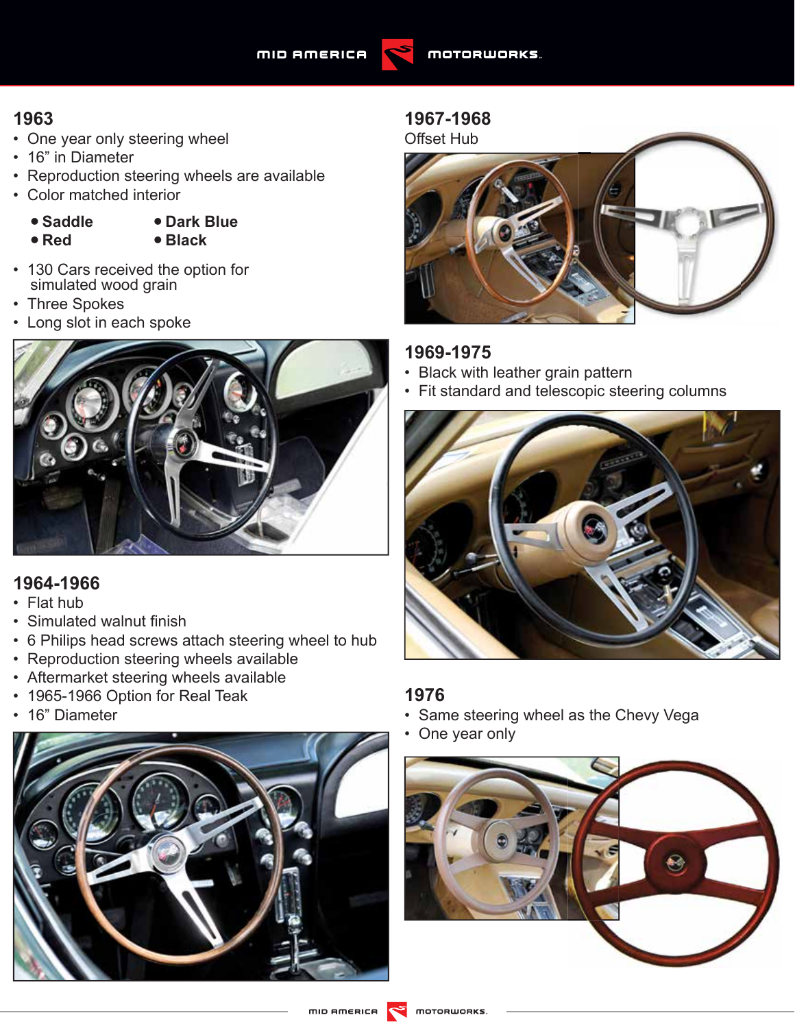## 1963

- One year only steering wheel
- 16" in Diameter
- Reproduction steering wheels are available
- Color matched interior

  - **Saddle**
  - **Dark Blue**
  - **Red**
  - **Black**

- 130 Cars received the option for simulated wood grain
- Three Spokes
- Long slot in each spoke

## 1964-1966

- Flat hub
- Simulated walnut finish
- 6 Philips head screws attach steering wheel to hub
- Reproduction steering wheels available
- Aftermarket steering wheels available
- 1965-1966 Option for Real Teak
- 16" Diameter

## 1967-1968

Offset Hub

## 1969-1975

- Black with leather grain pattern
- Fit standard and telescopic steering columns

## 1976

- Same steering wheel as the Chevy Vega
- One year only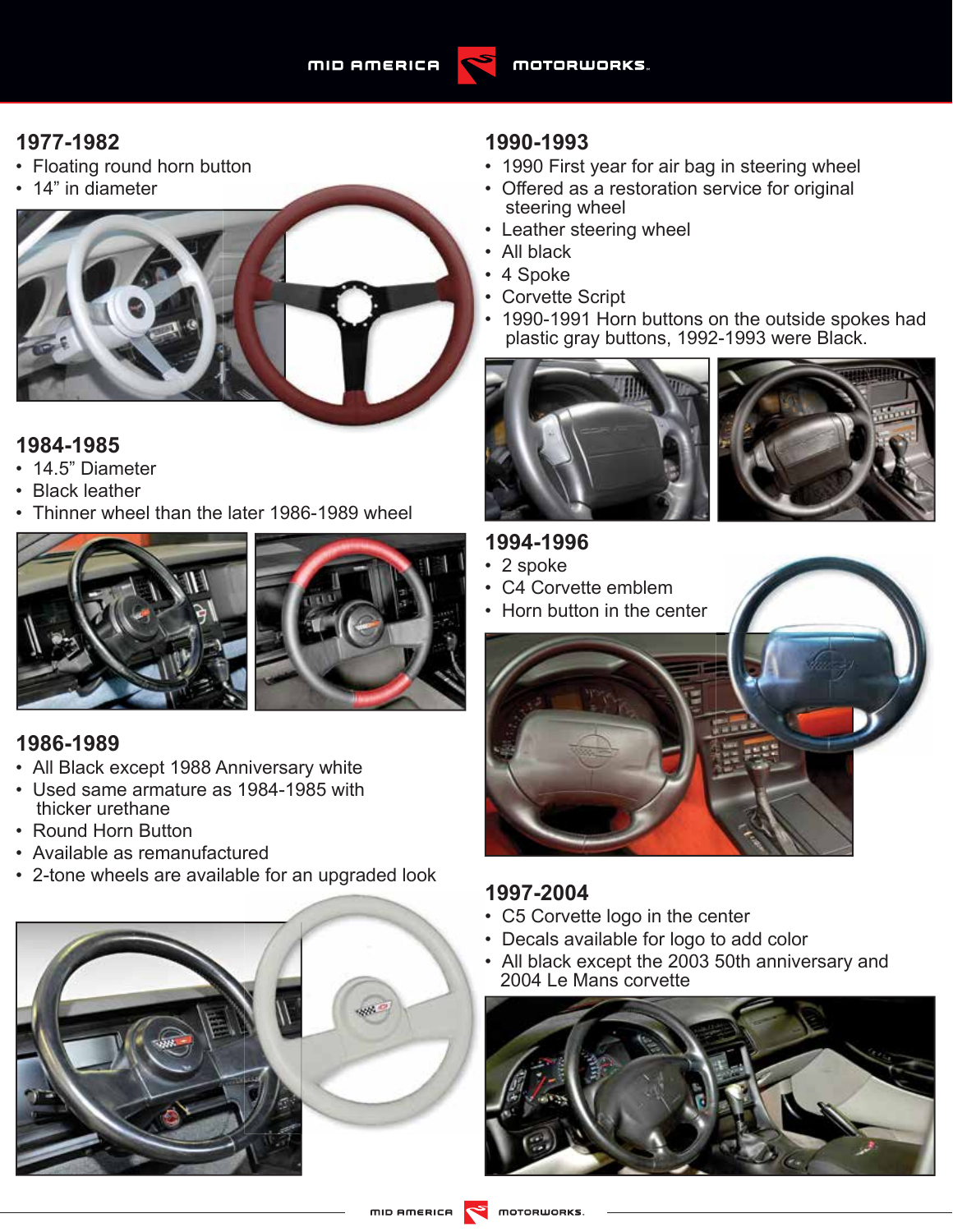## 1977-1982

- Floating round horn button
- 14" in diameter

## 1984-1985

- 14.5" Diameter
- Black leather
- Thinner wheel than the later 1986-1989 wheel

## 1986-1989

- All Black except 1988 Anniversary white
- Used same armature as 1984-1985 with thicker urethane
- Round Horn Button
- Available as remanufactured
- 2-tone wheels are available for an upgraded look

## 1990-1993

- 1990 First year for air bag in steering wheel
- Offered as a restoration service for original steering wheel
- Leather steering wheel
- All black
- 4 Spoke
- Corvette Script
- 1990-1991 Horn buttons on the outside spokes had plastic gray buttons, 1992-1993 were Black.

## 1994-1996

- 2 spoke
- C4 Corvette emblem
- Horn button in the center

## 1997-2004

- C5 Corvette logo in the center
- Decals available for logo to add color
- All black except the 2003 50th anniversary and 2004 Le Mans corvette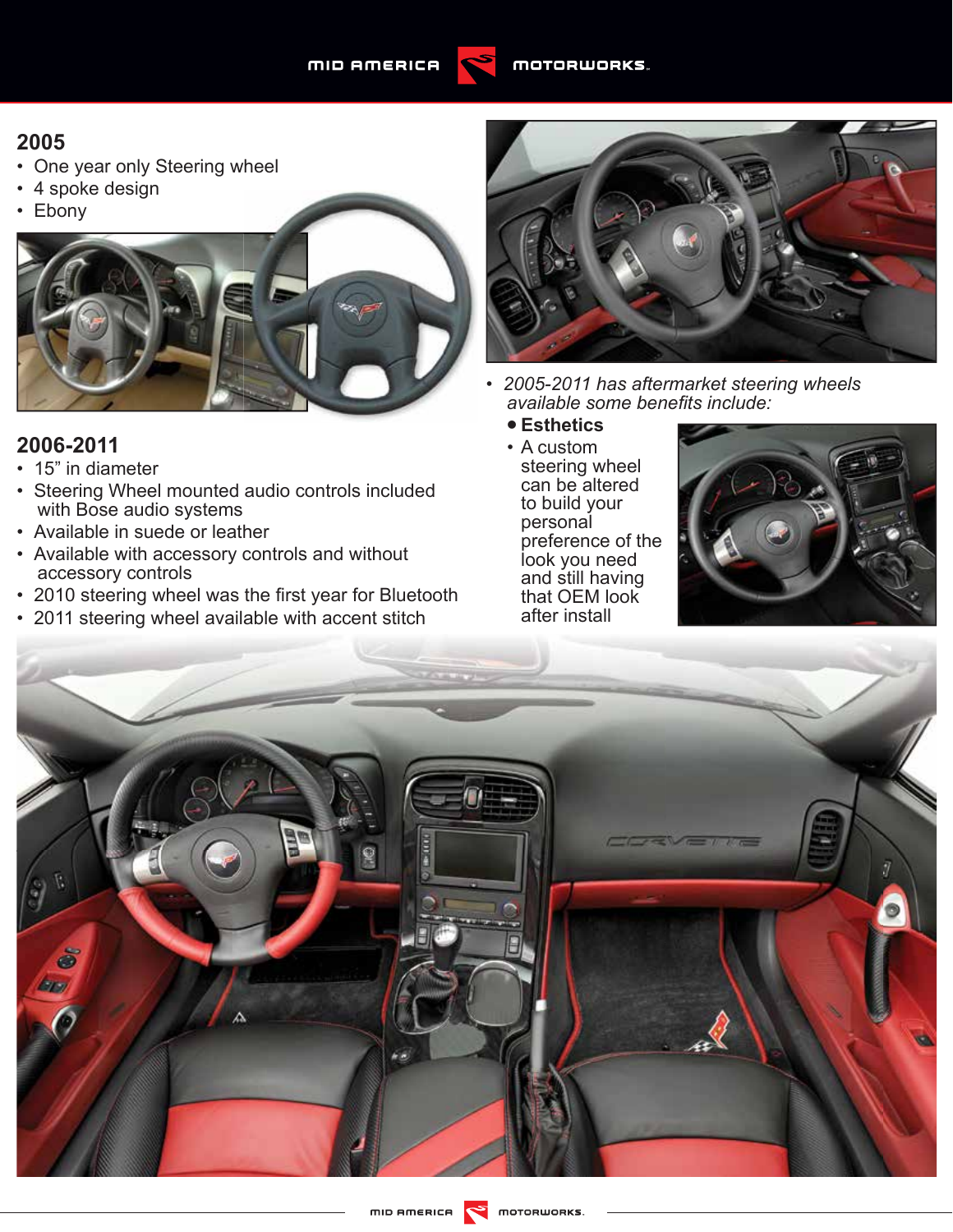## 2005

- One year only Steering wheel
- 4 spoke design
- Ebony

## 2006-2011

- 15" in diameter
- Steering Wheel mounted audio controls included with Bose audio systems
- Available in suede or leather
- Available with accessory controls and without accessory controls
- 2010 steering wheel was the first year for Bluetooth
- 2011 steering wheel available with accent stitch

- *2005-2011 has aftermarket steering wheels available some benefits include:*
  - **Esthetics**
  - A custom steering wheel can be altered to build your personal preference of the look you need and still having that OEM look after install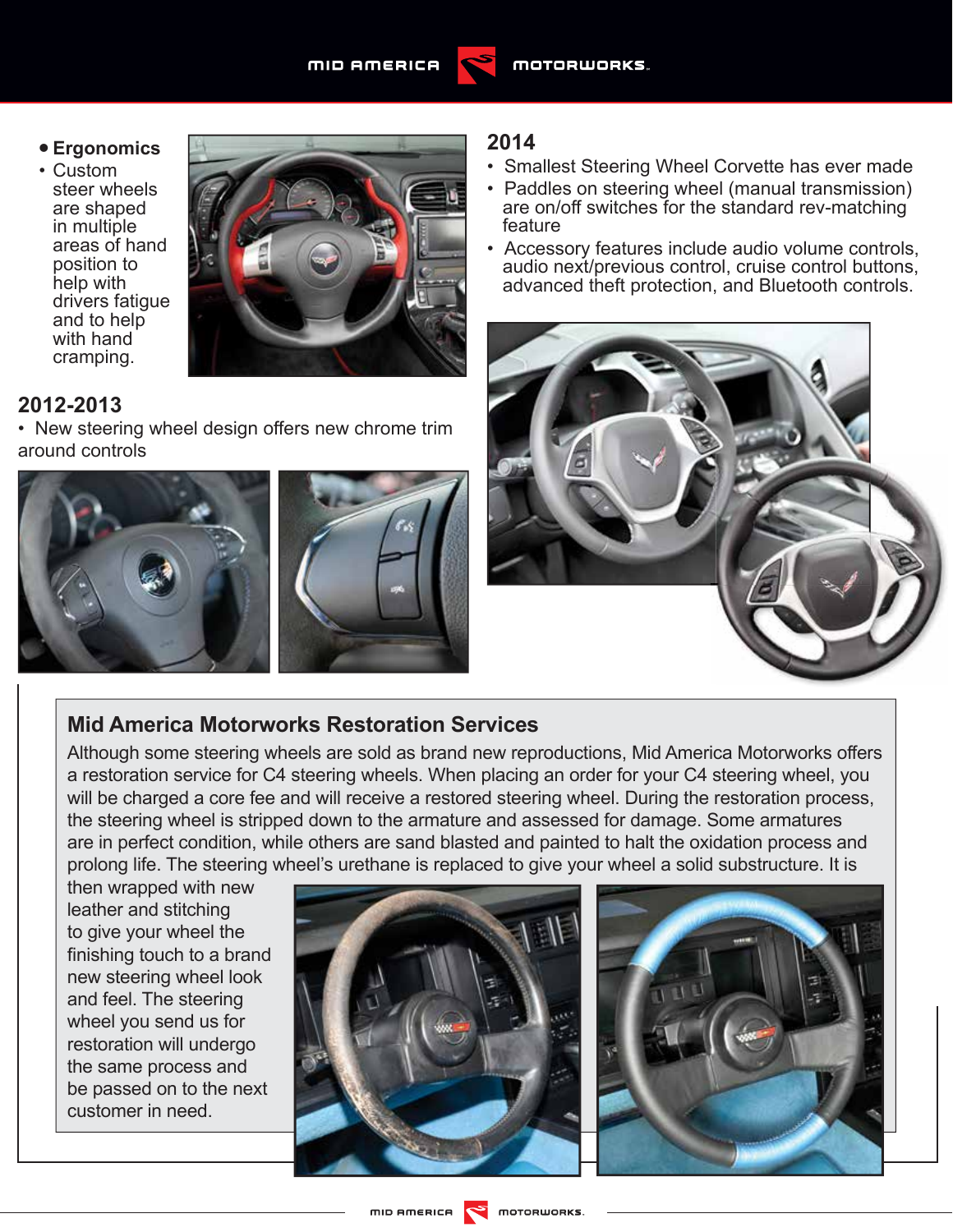- **Ergonomics**
- Custom steer wheels are shaped in multiple areas of hand position to help with drivers fatigue and to help with hand cramping.

## 2012-2013

- New steering wheel design offers new chrome trim around controls

## 2014

- Smallest Steering Wheel Corvette has ever made
- Paddles on steering wheel (manual transmission) are on/off switches for the standard rev-matching feature
- Accessory features include audio volume controls, audio next/previous control, cruise control buttons, advanced theft protection, and Bluetooth controls.

## Mid America Motorworks Restoration Services

Although some steering wheels are sold as brand new reproductions, Mid America Motorworks offers a restoration service for C4 steering wheels. When placing an order for your C4 steering wheel, you will be charged a core fee and will receive a restored steering wheel. During the restoration process, the steering wheel is stripped down to the armature and assessed for damage. Some armatures are in perfect condition, while others are sand blasted and painted to halt the oxidation process and prolong life. The steering wheel's urethane is replaced to give your wheel a solid substructure. It is then wrapped with new leather and stitching to give your wheel the finishing touch to a brand new steering wheel look and feel. The steering wheel you send us for restoration will undergo the same process and be passed on to the next customer in need.